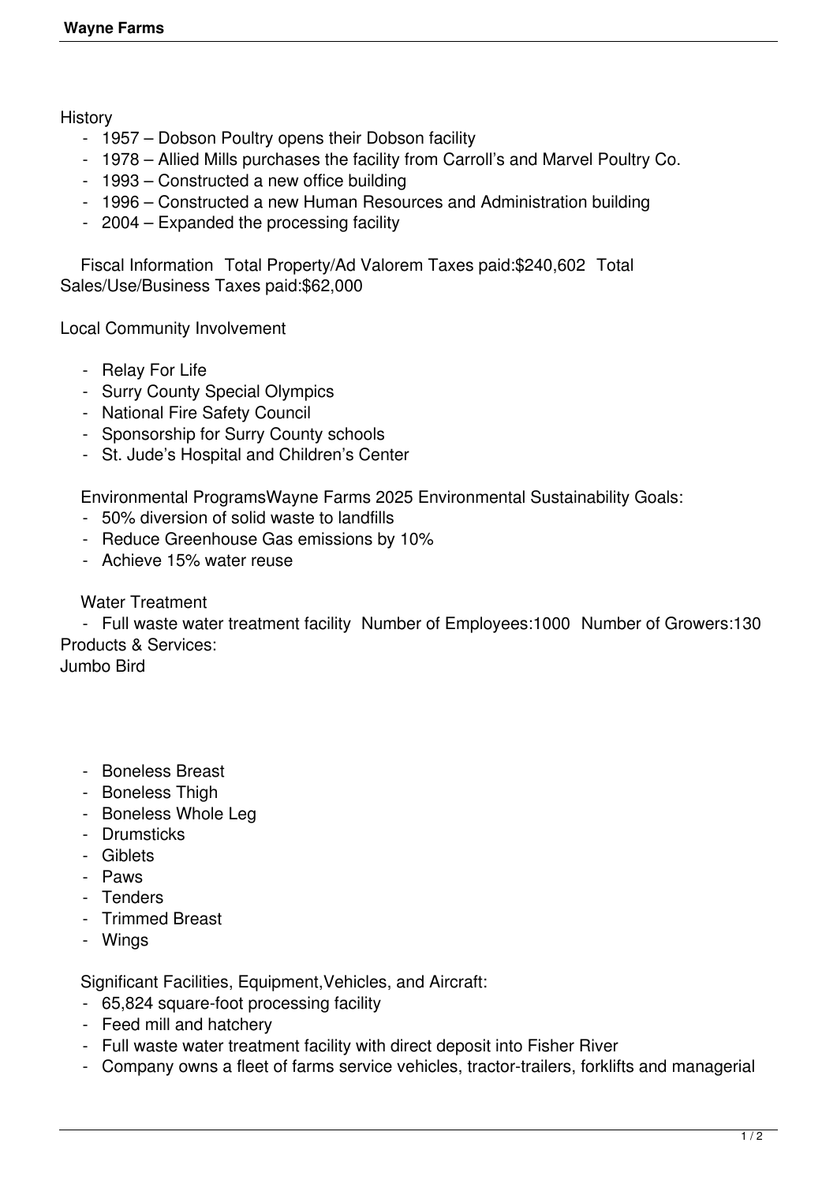History

- 1957 – Dobson Poultry opens their Dobson facility
- 1978 – Allied Mills purchases the facility from Carroll's and Marvel Poultry Co.
- 1993 – Constructed a new office building
- 1996 – Constructed a new Human Resources and Administration building
- 2004 – Expanded the processing facility

Fiscal Information Total Property/Ad Valorem Taxes paid:$240,602 Total Sales/Use/Business Taxes paid:$62,000

Local Community Involvement

- Relay For Life
- Surry County Special Olympics
- National Fire Safety Council
- Sponsorship for Surry County schools
- St. Jude's Hospital and Children's Center

Environmental ProgramsWayne Farms 2025 Environmental Sustainability Goals:

- 50% diversion of solid waste to landfills
- Reduce Greenhouse Gas emissions by 10%
- Achieve 15% water reuse

Water Treatment

- Full waste water treatment facility Number of Employees:1000 Number of Growers:130

Products & Services:

Jumbo Bird

- Boneless Breast
- Boneless Thigh
- Boneless Whole Leg
- Drumsticks
- Giblets
- Paws
- Tenders
- Trimmed Breast
- Wings

Significant Facilities, Equipment,Vehicles, and Aircraft:

- 65,824 square-foot processing facility
- Feed mill and hatchery
- Full waste water treatment facility with direct deposit into Fisher River
- Company owns a fleet of farms service vehicles, tractor-trailers, forklifts and managerial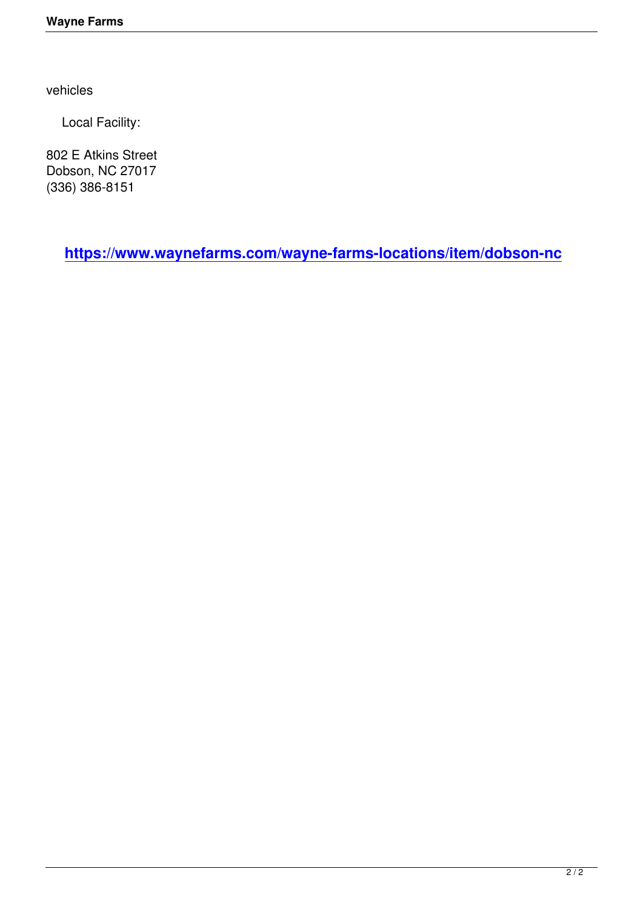vehicles

Local Facility:

802 E Atkins Street
Dobson, NC 27017
(336) 386-8151

**https://www.waynefarms.com/wayne-farms-locations/item/dobson-nc**